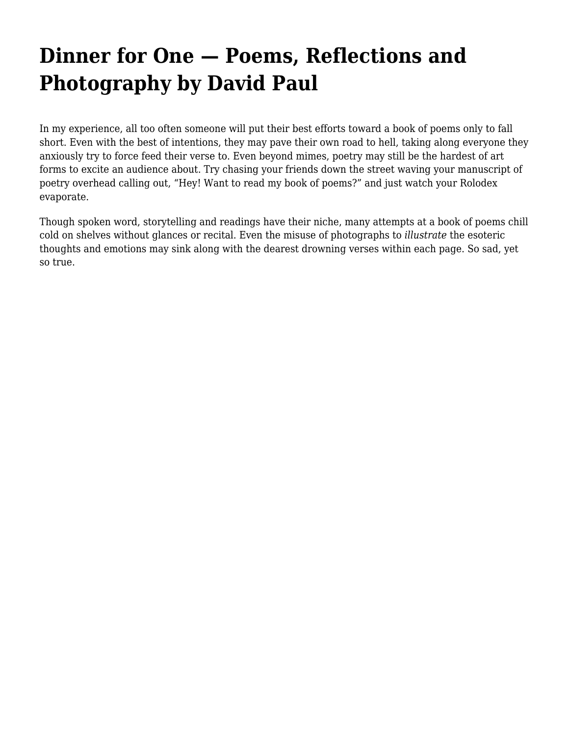# Dinner for One — Poems, Reflections and Photography by David Paul

In my experience, all too often someone will put their best efforts toward a book of poems only to fall short. Even with the best of intentions, they may pave their own road to hell, taking along everyone they anxiously try to force feed their verse to. Even beyond mimes, poetry may still be the hardest of art forms to excite an audience about. Try chasing your friends down the street waving your manuscript of poetry overhead calling out, "Hey! Want to read my book of poems?" and just watch your Rolodex evaporate.

Though spoken word, storytelling and readings have their niche, many attempts at a book of poems chill cold on shelves without glances or recital. Even the misuse of photographs to *illustrate* the esoteric thoughts and emotions may sink along with the dearest drowning verses within each page. So sad, yet so true.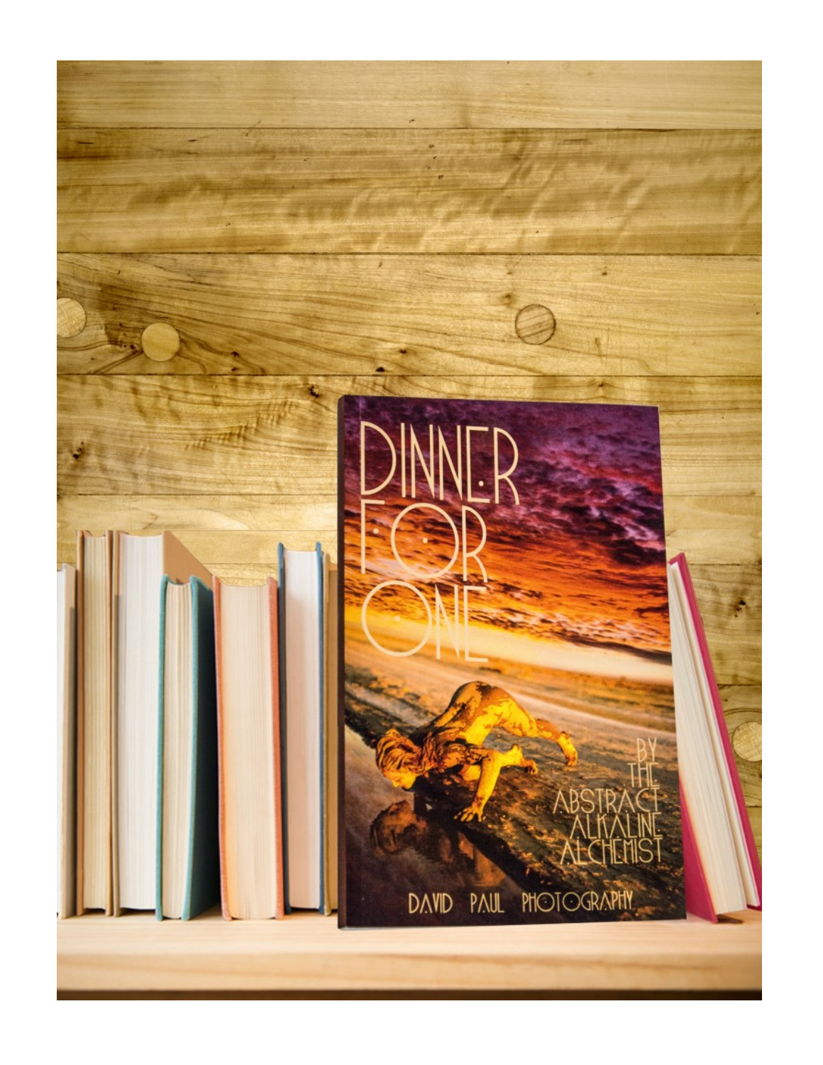# DINNER FOR ONE

BY THE ABSTRACT ALKALINE ALCHEMIST

DAVID PAUL PHOTOGRAPHY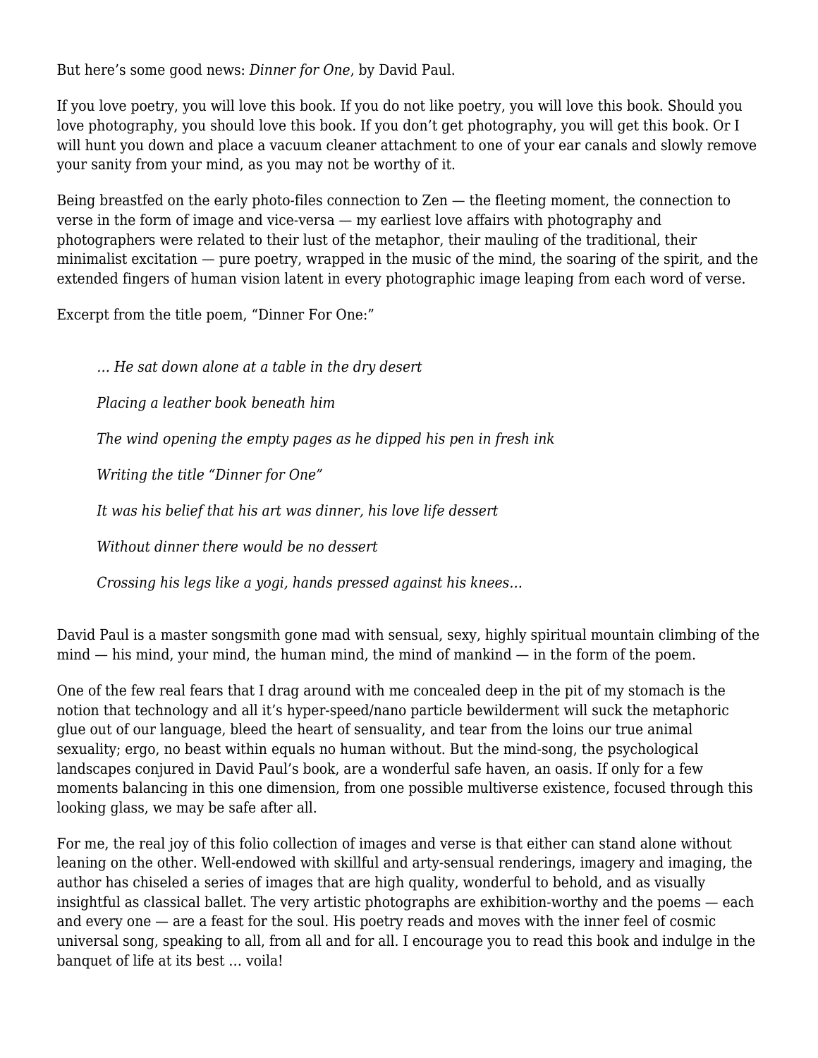But here's some good news: *Dinner for One*, by David Paul.

If you love poetry, you will love this book. If you do not like poetry, you will love this book. Should you love photography, you should love this book. If you don't get photography, you will get this book. Or I will hunt you down and place a vacuum cleaner attachment to one of your ear canals and slowly remove your sanity from your mind, as you may not be worthy of it.

Being breastfed on the early photo-files connection to Zen — the fleeting moment, the connection to verse in the form of image and vice-versa — my earliest love affairs with photography and photographers were related to their lust of the metaphor, their mauling of the traditional, their minimalist excitation — pure poetry, wrapped in the music of the mind, the soaring of the spirit, and the extended fingers of human vision latent in every photographic image leaping from each word of verse.

Excerpt from the title poem, "Dinner For One:"

> *… He sat down alone at a table in the dry desert*
>
> *Placing a leather book beneath him*
>
> *The wind opening the empty pages as he dipped his pen in fresh ink*
>
> *Writing the title "Dinner for One"*
>
> *It was his belief that his art was dinner, his love life dessert*
>
> *Without dinner there would be no dessert*
>
> *Crossing his legs like a yogi, hands pressed against his knees…*

David Paul is a master songsmith gone mad with sensual, sexy, highly spiritual mountain climbing of the mind — his mind, your mind, the human mind, the mind of mankind — in the form of the poem.

One of the few real fears that I drag around with me concealed deep in the pit of my stomach is the notion that technology and all it's hyper-speed/nano particle bewilderment will suck the metaphoric glue out of our language, bleed the heart of sensuality, and tear from the loins our true animal sexuality; ergo, no beast within equals no human without. But the mind-song, the psychological landscapes conjured in David Paul's book, are a wonderful safe haven, an oasis. If only for a few moments balancing in this one dimension, from one possible multiverse existence, focused through this looking glass, we may be safe after all.

For me, the real joy of this folio collection of images and verse is that either can stand alone without leaning on the other. Well-endowed with skillful and arty-sensual renderings, imagery and imaging, the author has chiseled a series of images that are high quality, wonderful to behold, and as visually insightful as classical ballet. The very artistic photographs are exhibition-worthy and the poems — each and every one — are a feast for the soul. His poetry reads and moves with the inner feel of cosmic universal song, speaking to all, from all and for all. I encourage you to read this book and indulge in the banquet of life at its best … voila!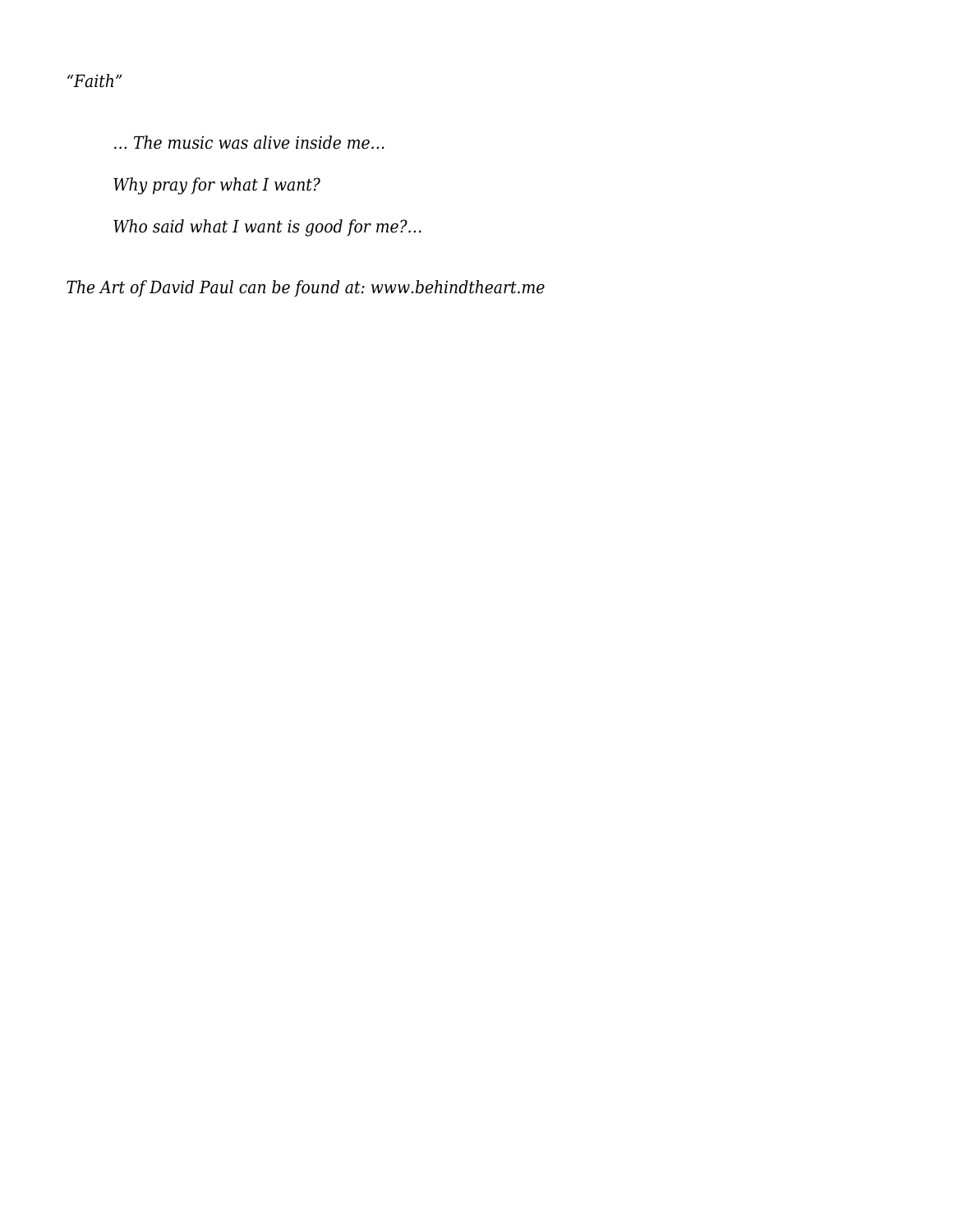*“Faith”*

> *… The music was alive inside me…*
>
> *Why pray for what I want?*
>
> *Who said what I want is good for me?…*

*The Art of David Paul can be found at: www.behindtheart.me*